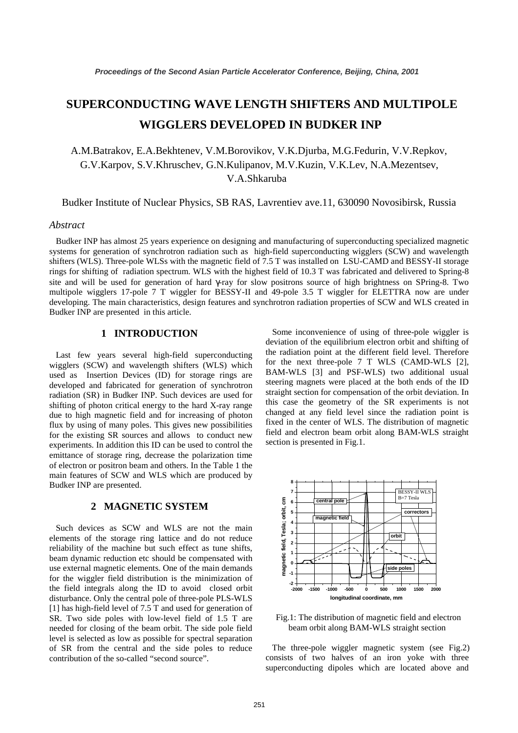# SUPERCONDUCTING WAVE LENGTH SHIFTERS AND MULTIPOLE WIGGLERS DEVELOPED IN BUDKER INP

A.M.Batrakov, E.A.Bekhtenev, V.M.Borovikov, V.K.Djurba, M.G.Fedurin, V.V.Repkov, G.V.Karpov, S.V.Khruschev, G.N.Kulipanov, M.V.Kuzin, V.K.Lev, N.A.Mezentsev, V.A.Shkaruba

Budker Institute of Nuclear Physics, SB RAS, Lavrentiev ave.11, 630090 Novosibirsk, Russia

*Abstract*

Budker INP has almost 25 years experience on designing and manufacturing of superconducting specialized magnetic systems for generation of synchrotron radiation such as high-field superconducting wigglers (SCW) and wavelength shifters (WLS). Three-pole WLSs with the magnetic field of 7.5 T was installed on LSU-CAMD and BESSY-II storage rings for shifting of radiation spectrum. WLS with the highest field of 10.3 T was fabricated and delivered to Spring-8 site and will be used for generation of hard γ-ray for slow positrons source of high brightness on SPring-8. Two multipole wigglers 17-pole 7 T wiggler for BESSY-II and 49-pole 3.5 T wiggler for ELETTRA now are under developing. The main characteristics, design features and synchrotron radiation properties of SCW and WLS created in Budker INP are presented in this article.

## 1 INTRODUCTION

Last few years several high-field superconducting wigglers (SCW) and wavelength shifters (WLS) which used as Insertion Devices (ID) for storage rings are developed and fabricated for generation of synchrotron radiation (SR) in Budker INP. Such devices are used for shifting of photon critical energy to the hard X-ray range due to high magnetic field and for increasing of photon flux by using of many poles. This gives new possibilities for the existing SR sources and allows to conduct new experiments. In addition this ID can be used to control the emittance of storage ring, decrease the polarization time of electron or positron beam and others. In the Table 1 the main features of SCW and WLS which are produced by Budker INP are presented.

## 2 MAGNETIC SYSTEM

Such devices as SCW and WLS are not the main elements of the storage ring lattice and do not reduce reliability of the machine but such effect as tune shifts, beam dynamic reduction etc should be compensated with use external magnetic elements. One of the main demands for the wiggler field distribution is the minimization of the field integrals along the ID to avoid closed orbit disturbance. Only the central pole of three-pole PLS-WLS [1] has high-field level of 7.5 T and used for generation of SR. Two side poles with low-level field of 1.5 T are needed for closing of the beam orbit. The side pole field level is selected as low as possible for spectral separation of SR from the central and the side poles to reduce contribution of the so-called "second source".

Some inconvenience of using of three-pole wiggler is deviation of the equilibrium electron orbit and shifting of the radiation point at the different field level. Therefore for the next three-pole 7 T WLS (CAMD-WLS [2], BAM-WLS [3] and PSF-WLS) two additional usual steering magnets were placed at the both ends of the ID straight section for compensation of the orbit deviation. In this case the geometry of the SR experiments is not changed at any field level since the radiation point is fixed in the center of WLS. The distribution of magnetic field and electron beam orbit along BAM-WLS straight section is presented in Fig.1.

Fig.1: The distribution of magnetic field and electron beam orbit along BAM-WLS straight section

The three-pole wiggler magnetic system (see Fig.2) consists of two halves of an iron yoke with three superconducting dipoles which are located above and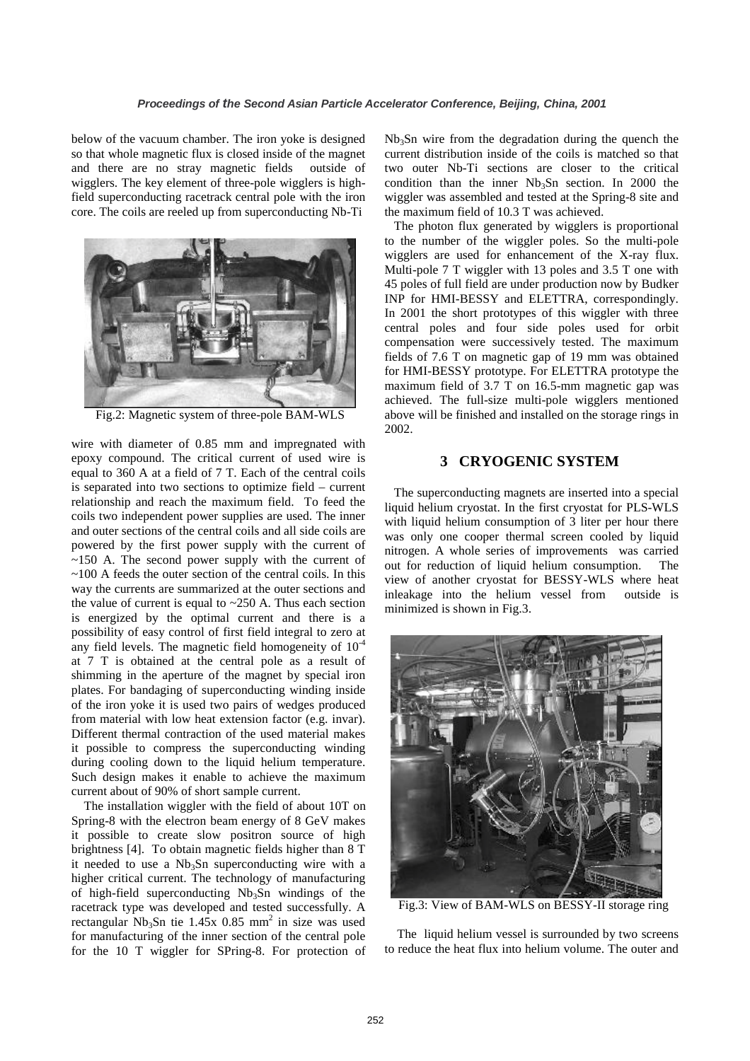below of the vacuum chamber. The iron yoke is designed so that whole magnetic flux is closed inside of the magnet and there are no stray magnetic fields outside of wigglers. The key element of three-pole wigglers is high-field superconducting racetrack central pole with the iron core. The coils are reeled up from superconducting Nb-Ti

Fig.2: Magnetic system of three-pole BAM-WLS

wire with diameter of 0.85 mm and impregnated with epoxy compound. The critical current of used wire is equal to 360 A at a field of 7 T. Each of the central coils is separated into two sections to optimize field – current relationship and reach the maximum field. To feed the coils two independent power supplies are used. The inner and outer sections of the central coils and all side coils are powered by the first power supply with the current of ~150 A. The second power supply with the current of ~100 A feeds the outer section of the central coils. In this way the currents are summarized at the outer sections and the value of current is equal to ~250 A. Thus each section is energized by the optimal current and there is a possibility of easy control of first field integral to zero at any field levels. The magnetic field homogeneity of $10^{-4}$ at 7 T is obtained at the central pole as a result of shimming in the aperture of the magnet by special iron plates. For bandaging of superconducting winding inside of the iron yoke it is used two pairs of wedges produced from material with low heat extension factor (e.g. invar). Different thermal contraction of the used material makes it possible to compress the superconducting winding during cooling down to the liquid helium temperature. Such design makes it enable to achieve the maximum current about of 90% of short sample current.

The installation wiggler with the field of about 10T on Spring-8 with the electron beam energy of 8 GeV makes it possible to create slow positron source of high brightness [4]. To obtain magnetic fields higher than 8 T it needed to use a $Nb_3Sn$ superconducting wire with a higher critical current. The technology of manufacturing of high-field superconducting $Nb_3Sn$ windings of the racetrack type was developed and tested successfully. A rectangular $Nb_3Sn$ tie 1.45x 0.85 $mm^2$ in size was used for manufacturing of the inner section of the central pole for the 10 T wiggler for SPring-8. For protection of $Nb_3Sn$ wire from the degradation during the quench the current distribution inside of the coils is matched so that two outer Nb-Ti sections are closer to the critical condition than the inner $Nb_3Sn$ section. In 2000 the wiggler was assembled and tested at the Spring-8 site and the maximum field of 10.3 T was achieved.

The photon flux generated by wigglers is proportional to the number of the wiggler poles. So the multi-pole wigglers are used for enhancement of the X-ray flux. Multi-pole 7 T wiggler with 13 poles and 3.5 T one with 45 poles of full field are under production now by Budker INP for HMI-BESSY and ELETTRA, correspondingly. In 2001 the short prototypes of this wiggler with three central poles and four side poles used for orbit compensation were successively tested. The maximum fields of 7.6 T on magnetic gap of 19 mm was obtained for HMI-BESSY prototype. For ELETTRA prototype the maximum field of 3.7 T on 16.5-mm magnetic gap was achieved. The full-size multi-pole wigglers mentioned above will be finished and installed on the storage rings in 2002.

## 3 CRYOGENIC SYSTEM

The superconducting magnets are inserted into a special liquid helium cryostat. In the first cryostat for PLS-WLS with liquid helium consumption of 3 liter per hour there was only one cooper thermal screen cooled by liquid nitrogen. A whole series of improvements was carried out for reduction of liquid helium consumption. The view of another cryostat for BESSY-WLS where heat inleakage into the helium vessel from outside is minimized is shown in Fig.3.

Fig.3: View of BAM-WLS on BESSY-II storage ring

The liquid helium vessel is surrounded by two screens to reduce the heat flux into helium volume. The outer and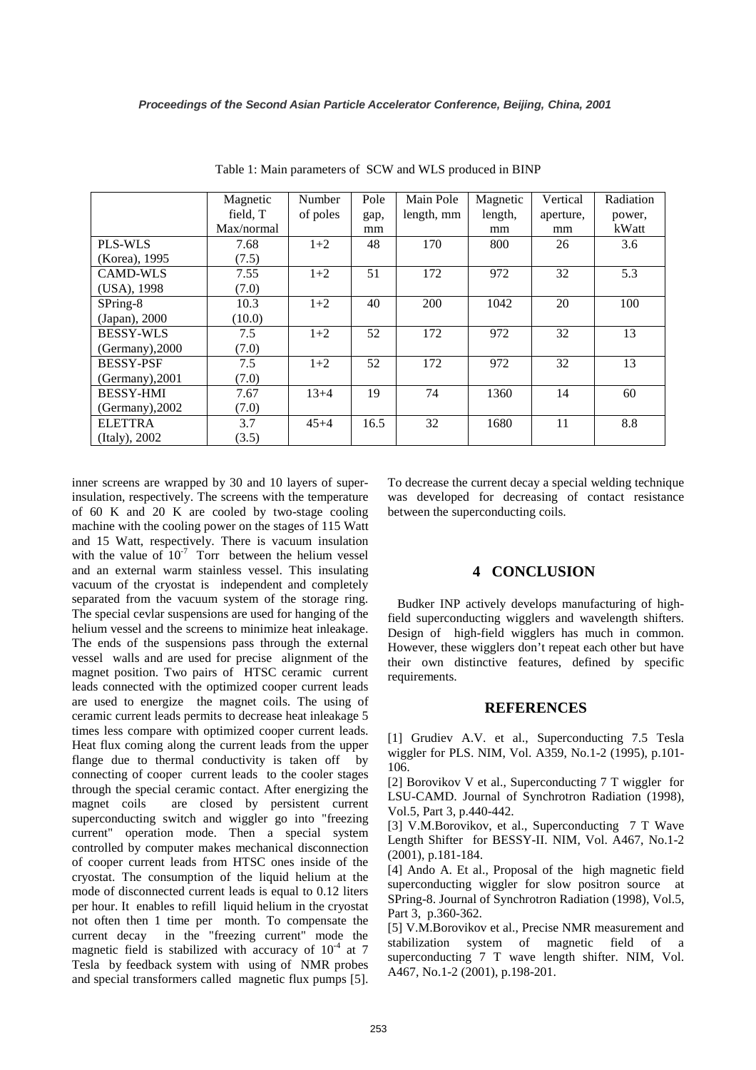Table 1: Main parameters of SCW and WLS produced in BINP

| | Magnetic field, T Max/normal | Number of poles | Pole gap, mm | Main Pole length, mm | Magnetic length, mm | Vertical aperture, mm | Radiation power, kWatt |
|---|---|---|---|---|---|---|---|
| PLS-WLS (Korea), 1995 | 7.68 (7.5) | 1+2 | 48 | 170 | 800 | 26 | 3.6 |
| CAMD-WLS (USA), 1998 | 7.55 (7.0) | 1+2 | 51 | 172 | 972 | 32 | 5.3 |
| SPring-8 (Japan), 2000 | 10.3 (10.0) | 1+2 | 40 | 200 | 1042 | 20 | 100 |
| BESSY-WLS (Germany),2000 | 7.5 (7.0) | 1+2 | 52 | 172 | 972 | 32 | 13 |
| BESSY-PSF (Germany),2001 | 7.5 (7.0) | 1+2 | 52 | 172 | 972 | 32 | 13 |
| BESSY-HMI (Germany),2002 | 7.67 (7.0) | 13+4 | 19 | 74 | 1360 | 14 | 60 |
| ELETTRA (Italy), 2002 | 3.7 (3.5) | 45+4 | 16.5 | 32 | 1680 | 11 | 8.8 |

inner screens are wrapped by 30 and 10 layers of super-insulation, respectively. The screens with the temperature of 60 K and 20 K are cooled by two-stage cooling machine with the cooling power on the stages of 115 Watt and 15 Watt, respectively. There is vacuum insulation with the value of $10^{-7}$ Torr between the helium vessel and an external warm stainless vessel. This insulating vacuum of the cryostat is independent and completely separated from the vacuum system of the storage ring. The special cevlar suspensions are used for hanging of the helium vessel and the screens to minimize heat inleakage. The ends of the suspensions pass through the external vessel walls and are used for precise alignment of the magnet position. Two pairs of HTSC ceramic current leads connected with the optimized cooper current leads are used to energize the magnet coils. The using of ceramic current leads permits to decrease heat inleakage 5 times less compare with optimized cooper current leads. Heat flux coming along the current leads from the upper flange due to thermal conductivity is taken off by connecting of cooper current leads to the cooler stages through the special ceramic contact. After energizing the magnet coils are closed by persistent current superconducting switch and wiggler go into "freezing current" operation mode. Then a special system controlled by computer makes mechanical disconnection of cooper current leads from HTSC ones inside of the cryostat. The consumption of the liquid helium at the mode of disconnected current leads is equal to 0.12 liters per hour. It enables to refill liquid helium in the cryostat not often then 1 time per month. To compensate the current decay in the "freezing current" mode the magnetic field is stabilized with accuracy of $10^{-4}$ at 7 Tesla by feedback system with using of NMR probes and special transformers called magnetic flux pumps [5]. To decrease the current decay a special welding technique was developed for decreasing of contact resistance between the superconducting coils.

## 4 CONCLUSION

Budker INP actively develops manufacturing of high-field superconducting wigglers and wavelength shifters. Design of high-field wigglers has much in common. However, these wigglers don't repeat each other but have their own distinctive features, defined by specific requirements.

## REFERENCES

[1] Grudiev A.V. et al., Superconducting 7.5 Tesla wiggler for PLS. NIM, Vol. A359, No.1-2 (1995), p.101-106.

[2] Borovikov V et al., Superconducting 7 T wiggler for LSU-CAMD. Journal of Synchrotron Radiation (1998), Vol.5, Part 3, p.440-442.

[3] V.M.Borovikov, et al., Superconducting 7 T Wave Length Shifter for BESSY-II. NIM, Vol. A467, No.1-2 (2001), p.181-184.

[4] Ando A. Et al., Proposal of the high magnetic field superconducting wiggler for slow positron source at SPring-8. Journal of Synchrotron Radiation (1998), Vol.5, Part 3, p.360-362.

[5] V.M.Borovikov et al., Precise NMR measurement and stabilization system of magnetic field of a superconducting 7 T wave length shifter. NIM, Vol. A467, No.1-2 (2001), p.198-201.